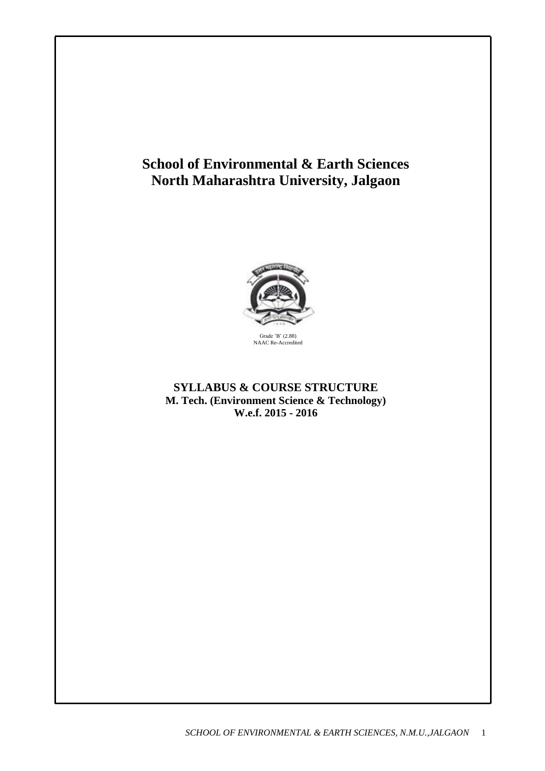# School of Environmental & Earth Sciences
# North Maharashtra University, Jalgaon

Grade 'B' (2.88)
NAAC Re-Accredited

**SYLLABUS & COURSE STRUCTURE**
**M. Tech. (Environment Science & Technology)**
**W.e.f. 2015 - 2016**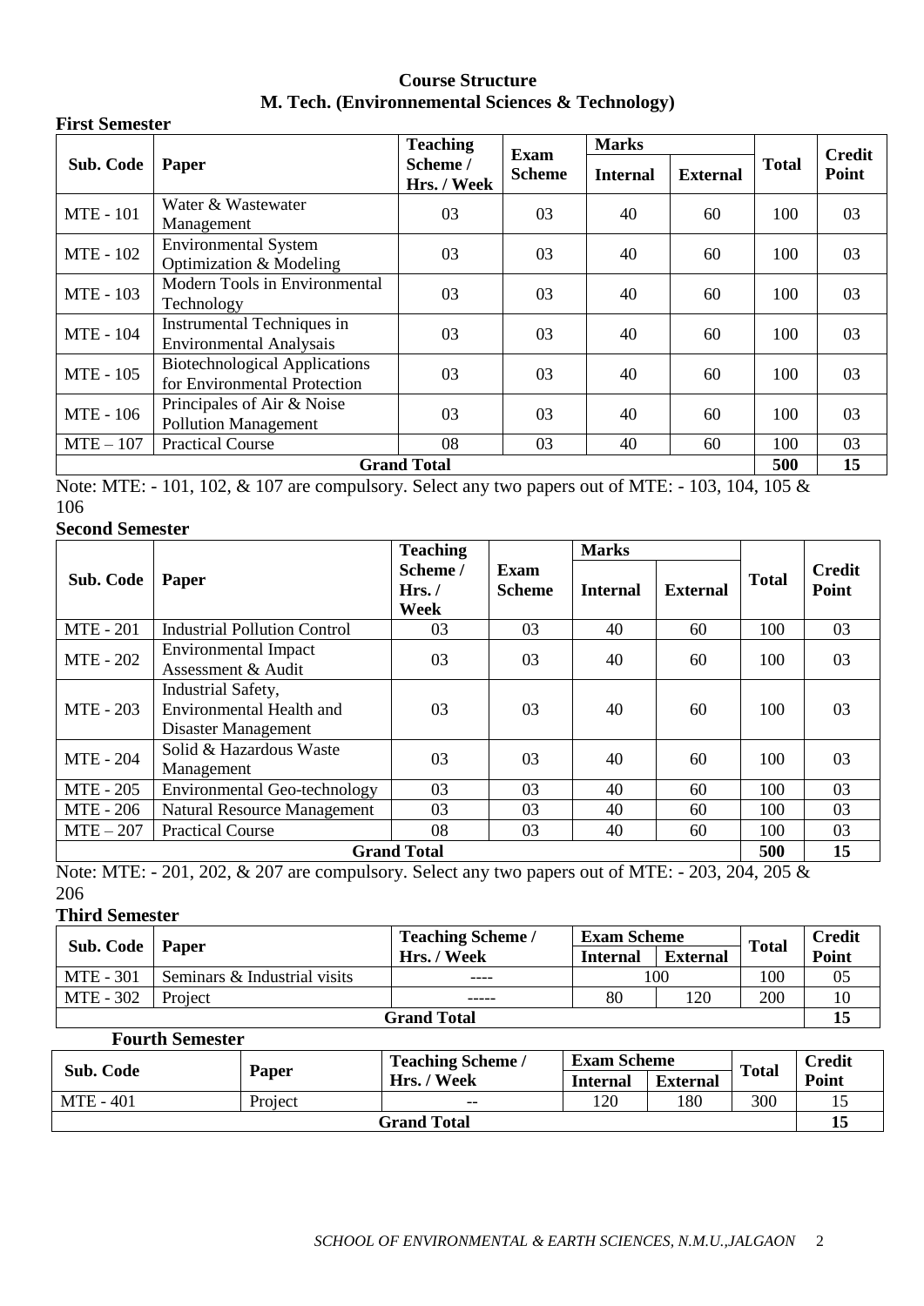# Course Structure
## M. Tech. (Environnemental Sciences & Technology)

### First Semester

| Sub. Code | Paper | Teaching Scheme / Hrs. / Week | Exam Scheme | Marks | | Total | Credit Point |
|---|---|---|---|---|---|---|---|
| | | | | Internal | External | | |
| MTE - 101 | Water & Wastewater Management | 03 | 03 | 40 | 60 | 100 | 03 |
| MTE - 102 | Environmental System Optimization & Modeling | 03 | 03 | 40 | 60 | 100 | 03 |
| MTE - 103 | Modern Tools in Environmental Technology | 03 | 03 | 40 | 60 | 100 | 03 |
| MTE - 104 | Instrumental Techniques in Environmental Analysais | 03 | 03 | 40 | 60 | 100 | 03 |
| MTE - 105 | Biotechnological Applications for Environmental Protection | 03 | 03 | 40 | 60 | 100 | 03 |
| MTE - 106 | Principales of Air & Noise Pollution Management | 03 | 03 | 40 | 60 | 100 | 03 |
| MTE – 107 | Practical Course | 08 | 03 | 40 | 60 | 100 | 03 |
| **Grand Total** | | | | | | **500** | **15** |

Note: MTE: - 101, 102, & 107 are compulsory. Select any two papers out of MTE: - 103, 104, 105 & 106

### Second Semester

| Sub. Code | Paper | Teaching Scheme / Hrs. / Week | Exam Scheme | Marks | | Total | Credit Point |
|---|---|---|---|---|---|---|---|
| | | | | Internal | External | | |
| MTE - 201 | Industrial Pollution Control | 03 | 03 | 40 | 60 | 100 | 03 |
| MTE - 202 | Environmental Impact Assessment & Audit | 03 | 03 | 40 | 60 | 100 | 03 |
| MTE - 203 | Industrial Safety, Environmental Health and Disaster Management | 03 | 03 | 40 | 60 | 100 | 03 |
| MTE - 204 | Solid & Hazardous Waste Management | 03 | 03 | 40 | 60 | 100 | 03 |
| MTE - 205 | Environmental Geo-technology | 03 | 03 | 40 | 60 | 100 | 03 |
| MTE - 206 | Natural Resource Management | 03 | 03 | 40 | 60 | 100 | 03 |
| MTE – 207 | Practical Course | 08 | 03 | 40 | 60 | 100 | 03 |
| **Grand Total** | | | | | | **500** | **15** |

Note: MTE: - 201, 202, & 207 are compulsory. Select any two papers out of MTE: - 203, 204, 205 & 206

### Third Semester

| Sub. Code | Paper | Teaching Scheme / Hrs. / Week | Exam Scheme | | Total | Credit Point |
|---|---|---|---|---|---|---|
| | | | Internal | External | | |
| MTE - 301 | Seminars & Industrial visits | ---- | 100 | | 100 | 05 |
| MTE - 302 | Project | ----- | 80 | 120 | 200 | 10 |
| **Grand Total** | | | | | | **15** |

### Fourth Semester

| Sub. Code | Paper | Teaching Scheme / Hrs. / Week | Exam Scheme | | Total | Credit Point |
|---|---|---|---|---|---|---|
| | | | Internal | External | | |
| MTE - 401 | Project | -- | 120 | 180 | 300 | 15 |
| **Grand Total** | | | | | | **15** |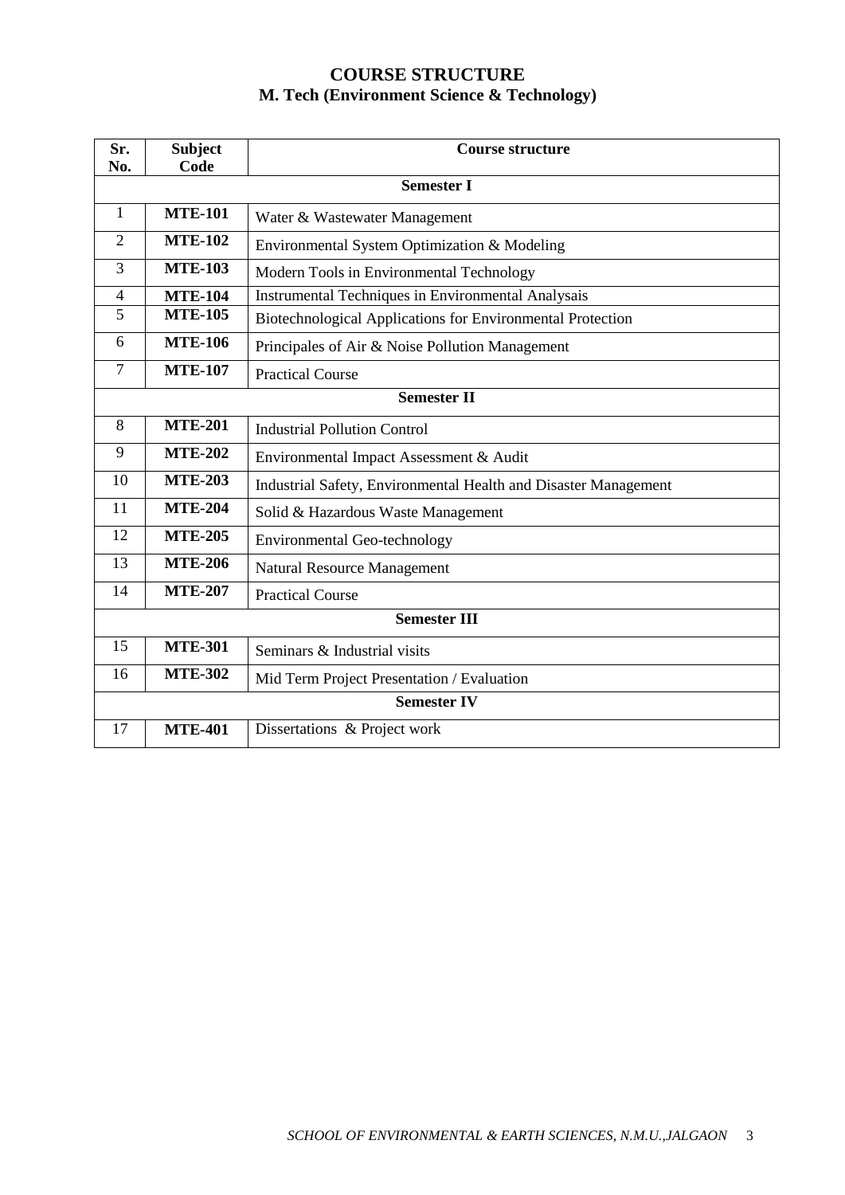# COURSE STRUCTURE
## M. Tech (Environment Science & Technology)

| Sr. No. | Subject Code | Course structure |
|---|---|---|
| | | **Semester I** |
| 1 | **MTE-101** | Water & Wastewater Management |
| 2 | **MTE-102** | Environmental System Optimization & Modeling |
| 3 | **MTE-103** | Modern Tools in Environmental Technology |
| 4 | **MTE-104** | Instrumental Techniques in Environmental Analysais |
| 5 | **MTE-105** | Biotechnological Applications for Environmental Protection |
| 6 | **MTE-106** | Principales of Air & Noise Pollution Management |
| 7 | **MTE-107** | Practical Course |
| | | **Semester II** |
| 8 | **MTE-201** | Industrial Pollution Control |
| 9 | **MTE-202** | Environmental Impact Assessment & Audit |
| 10 | **MTE-203** | Industrial Safety, Environmental Health and Disaster Management |
| 11 | **MTE-204** | Solid & Hazardous Waste Management |
| 12 | **MTE-205** | Environmental Geo-technology |
| 13 | **MTE-206** | Natural Resource Management |
| 14 | **MTE-207** | Practical Course |
| | | **Semester III** |
| 15 | **MTE-301** | Seminars & Industrial visits |
| 16 | **MTE-302** | Mid Term Project Presentation / Evaluation |
| | | **Semester IV** |
| 17 | **MTE-401** | Dissertations & Project work |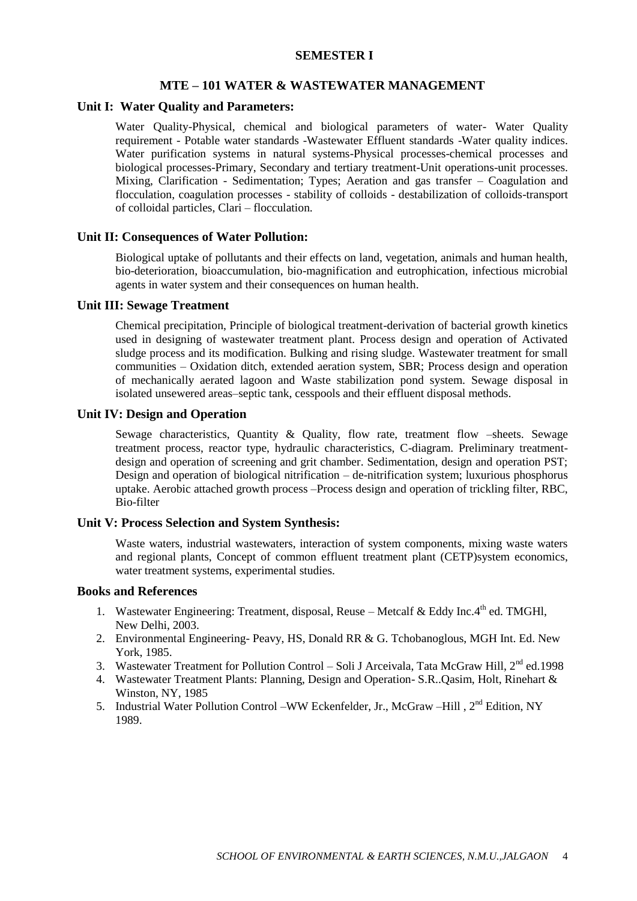## SEMESTER I

## MTE – 101 WATER & WASTEWATER MANAGEMENT

### Unit I: Water Quality and Parameters:

Water Quality-Physical, chemical and biological parameters of water- Water Quality requirement - Potable water standards -Wastewater Effluent standards -Water quality indices. Water purification systems in natural systems-Physical processes-chemical processes and biological processes-Primary, Secondary and tertiary treatment-Unit operations-unit processes. Mixing, Clarification - Sedimentation; Types; Aeration and gas transfer – Coagulation and flocculation, coagulation processes - stability of colloids - destabilization of colloids-transport of colloidal particles, Clari – flocculation.

### Unit II: Consequences of Water Pollution:

Biological uptake of pollutants and their effects on land, vegetation, animals and human health, bio-deterioration, bioaccumulation, bio-magnification and eutrophication, infectious microbial agents in water system and their consequences on human health.

### Unit III: Sewage Treatment

Chemical precipitation, Principle of biological treatment-derivation of bacterial growth kinetics used in designing of wastewater treatment plant. Process design and operation of Activated sludge process and its modification. Bulking and rising sludge. Wastewater treatment for small communities – Oxidation ditch, extended aeration system, SBR; Process design and operation of mechanically aerated lagoon and Waste stabilization pond system. Sewage disposal in isolated unsewered areas–septic tank, cesspools and their effluent disposal methods.

### Unit IV: Design and Operation

Sewage characteristics, Quantity & Quality, flow rate, treatment flow –sheets. Sewage treatment process, reactor type, hydraulic characteristics, C-diagram. Preliminary treatment-design and operation of screening and grit chamber. Sedimentation, design and operation PST; Design and operation of biological nitrification – de-nitrification system; luxurious phosphorus uptake. Aerobic attached growth process –Process design and operation of trickling filter, RBC, Bio-filter

### Unit V: Process Selection and System Synthesis:

Waste waters, industrial wastewaters, interaction of system components, mixing waste waters and regional plants, Concept of common effluent treatment plant (CETP)system economics, water treatment systems, experimental studies.

### Books and References

1. Wastewater Engineering: Treatment, disposal, Reuse – Metcalf & Eddy Inc.4th ed. TMGHl, New Delhi, 2003.
2. Environmental Engineering- Peavy, HS, Donald RR & G. Tchobanoglous, MGH Int. Ed. New York, 1985.
3. Wastewater Treatment for Pollution Control – Soli J Arceivala, Tata McGraw Hill, 2nd ed.1998
4. Wastewater Treatment Plants: Planning, Design and Operation- S.R..Qasim, Holt, Rinehart & Winston, NY, 1985
5. Industrial Water Pollution Control –WW Eckenfelder, Jr., McGraw –Hill , 2nd Edition, NY 1989.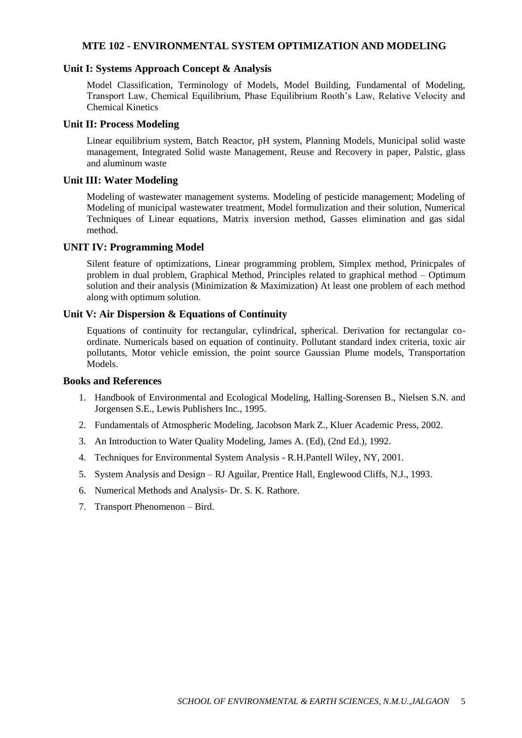## MTE 102 - ENVIRONMENTAL SYSTEM OPTIMIZATION AND MODELING

### Unit I: Systems Approach Concept & Analysis

Model Classification, Terminology of Models, Model Building, Fundamental of Modeling, Transport Law, Chemical Equilibrium, Phase Equilibrium Rooth's Law, Relative Velocity and Chemical Kinetics

### Unit II: Process Modeling

Linear equilibrium system, Batch Reactor, pH system, Planning Models, Municipal solid waste management, Integrated Solid waste Management, Reuse and Recovery in paper, Palstic, glass and aluminum waste

### Unit III: Water Modeling

Modeling of wastewater management systems. Modeling of pesticide management; Modeling of Modeling of municipal wastewater treatment, Model formulization and their solution, Numerical Techniques of Linear equations, Matrix inversion method, Gasses elimination and gas sidal method.

### UNIT IV: Programming Model

Silent feature of optimizations, Linear programming problem, Simplex method, Prinicpales of problem in dual problem, Graphical Method, Principles related to graphical method – Optimum solution and their analysis (Minimization & Maximization) At least one problem of each method along with optimum solution.

### Unit V: Air Dispersion & Equations of Continuity

Equations of continuity for rectangular, cylindrical, spherical. Derivation for rectangular co-ordinate. Numericals based on equation of continuity. Pollutant standard index criteria, toxic air pollutants, Motor vehicle emission, the point source Gaussian Plume models, Transportation Models.

### Books and References

1. Handbook of Environmental and Ecological Modeling, Halling-Sorensen B., Nielsen S.N. and Jorgensen S.E., Lewis Publishers Inc., 1995.
2. Fundamentals of Atmospheric Modeling, Jacobson Mark Z., Kluer Academic Press, 2002.
3. An Introduction to Water Quality Modeling, James A. (Ed), (2nd Ed.), 1992.
4. Techniques for Environmental System Analysis - R.H.Pantell Wiley, NY, 2001.
5. System Analysis and Design – RJ Aguilar, Prentice Hall, Englewood Cliffs, N.J., 1993.
6. Numerical Methods and Analysis- Dr. S. K. Rathore.
7. Transport Phenomenon – Bird.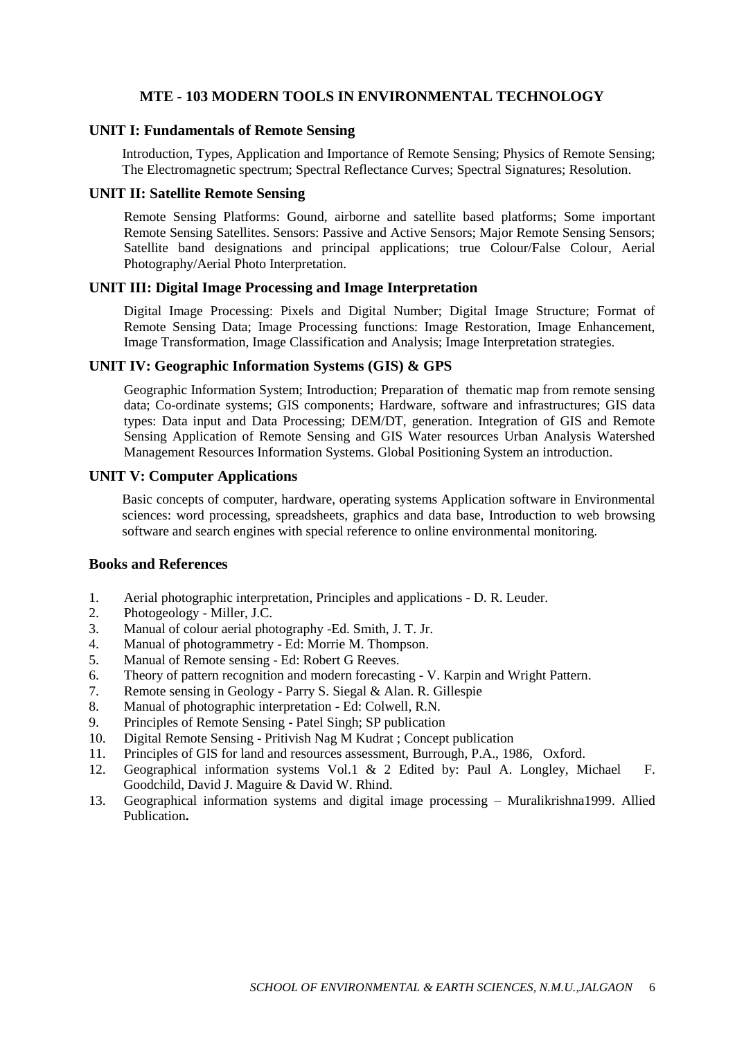## MTE - 103 MODERN TOOLS IN ENVIRONMENTAL TECHNOLOGY

### UNIT I: Fundamentals of Remote Sensing

Introduction, Types, Application and Importance of Remote Sensing; Physics of Remote Sensing; The Electromagnetic spectrum; Spectral Reflectance Curves; Spectral Signatures; Resolution.

### UNIT II: Satellite Remote Sensing

Remote Sensing Platforms: Gound, airborne and satellite based platforms; Some important Remote Sensing Satellites. Sensors: Passive and Active Sensors; Major Remote Sensing Sensors; Satellite band designations and principal applications; true Colour/False Colour, Aerial Photography/Aerial Photo Interpretation.

### UNIT III: Digital Image Processing and Image Interpretation

Digital Image Processing: Pixels and Digital Number; Digital Image Structure; Format of Remote Sensing Data; Image Processing functions: Image Restoration, Image Enhancement, Image Transformation, Image Classification and Analysis; Image Interpretation strategies.

### UNIT IV: Geographic Information Systems (GIS) & GPS

Geographic Information System; Introduction; Preparation of thematic map from remote sensing data; Co-ordinate systems; GIS components; Hardware, software and infrastructures; GIS data types: Data input and Data Processing; DEM/DT, generation. Integration of GIS and Remote Sensing Application of Remote Sensing and GIS Water resources Urban Analysis Watershed Management Resources Information Systems. Global Positioning System an introduction.

### UNIT V: Computer Applications

Basic concepts of computer, hardware, operating systems Application software in Environmental sciences: word processing, spreadsheets, graphics and data base, Introduction to web browsing software and search engines with special reference to online environmental monitoring.

### Books and References

1. Aerial photographic interpretation, Principles and applications - D. R. Leuder.
2. Photogeology - Miller, J.C.
3. Manual of colour aerial photography -Ed. Smith, J. T. Jr.
4. Manual of photogrammetry - Ed: Morrie M. Thompson.
5. Manual of Remote sensing - Ed: Robert G Reeves.
6. Theory of pattern recognition and modern forecasting - V. Karpin and Wright Pattern.
7. Remote sensing in Geology - Parry S. Siegal & Alan. R. Gillespie
8. Manual of photographic interpretation - Ed: Colwell, R.N.
9. Principles of Remote Sensing - Patel Singh; SP publication
10. Digital Remote Sensing - Pritivish Nag M Kudrat ; Concept publication
11. Principles of GIS for land and resources assessment, Burrough, P.A., 1986, Oxford.
12. Geographical information systems Vol.1 & 2 Edited by: Paul A. Longley, Michael F. Goodchild, David J. Maguire & David W. Rhind.
13. Geographical information systems and digital image processing – Muralikrishna1999. Allied Publication**.**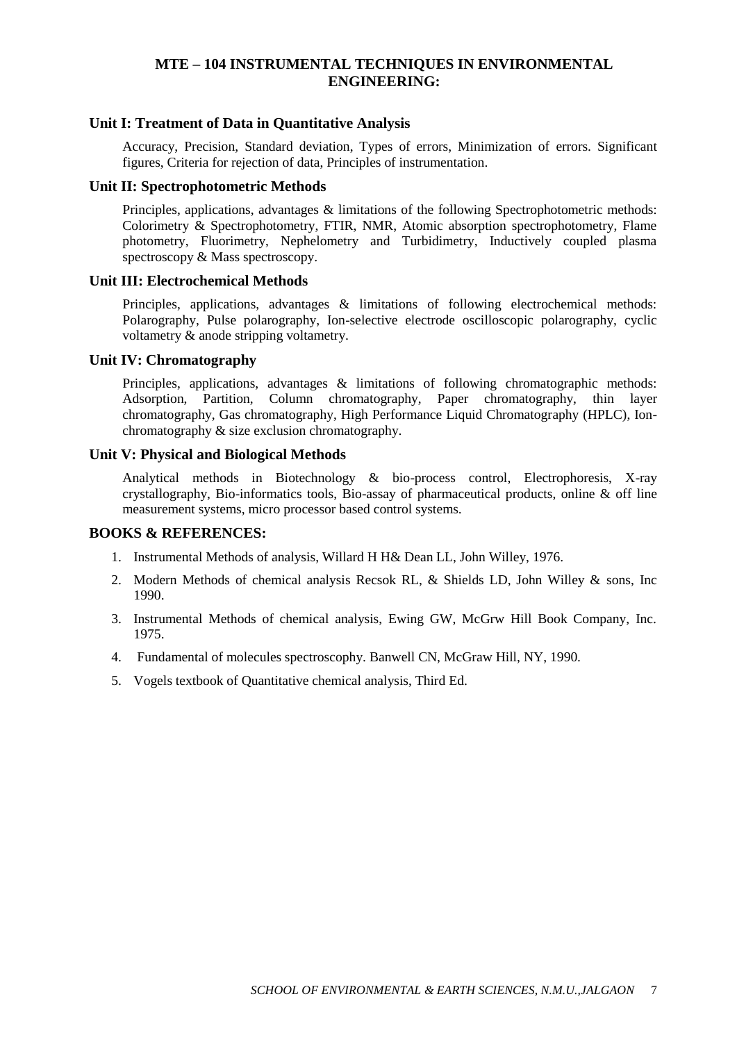## MTE – 104 INSTRUMENTAL TECHNIQUES IN ENVIRONMENTAL ENGINEERING:

### Unit I: Treatment of Data in Quantitative Analysis

Accuracy, Precision, Standard deviation, Types of errors, Minimization of errors. Significant figures, Criteria for rejection of data, Principles of instrumentation.

### Unit II: Spectrophotometric Methods

Principles, applications, advantages & limitations of the following Spectrophotometric methods: Colorimetry & Spectrophotometry, FTIR, NMR, Atomic absorption spectrophotometry, Flame photometry, Fluorimetry, Nephelometry and Turbidimetry, Inductively coupled plasma spectroscopy & Mass spectroscopy.

### Unit III: Electrochemical Methods

Principles, applications, advantages & limitations of following electrochemical methods: Polarography, Pulse polarography, Ion-selective electrode oscilloscopic polarography, cyclic voltametry & anode stripping voltametry.

### Unit IV: Chromatography

Principles, applications, advantages & limitations of following chromatographic methods: Adsorption, Partition, Column chromatography, Paper chromatography, thin layer chromatography, Gas chromatography, High Performance Liquid Chromatography (HPLC), Ion-chromatography & size exclusion chromatography.

### Unit V: Physical and Biological Methods

Analytical methods in Biotechnology & bio-process control, Electrophoresis, X-ray crystallography, Bio-informatics tools, Bio-assay of pharmaceutical products, online & off line measurement systems, micro processor based control systems.

### BOOKS & REFERENCES:

1. Instrumental Methods of analysis, Willard H H& Dean LL, John Willey, 1976.
2. Modern Methods of chemical analysis Recsok RL, & Shields LD, John Willey & sons, Inc 1990.
3. Instrumental Methods of chemical analysis, Ewing GW, McGrw Hill Book Company, Inc. 1975.
4. Fundamental of molecules spectroscophy. Banwell CN, McGraw Hill, NY, 1990.
5. Vogels textbook of Quantitative chemical analysis, Third Ed.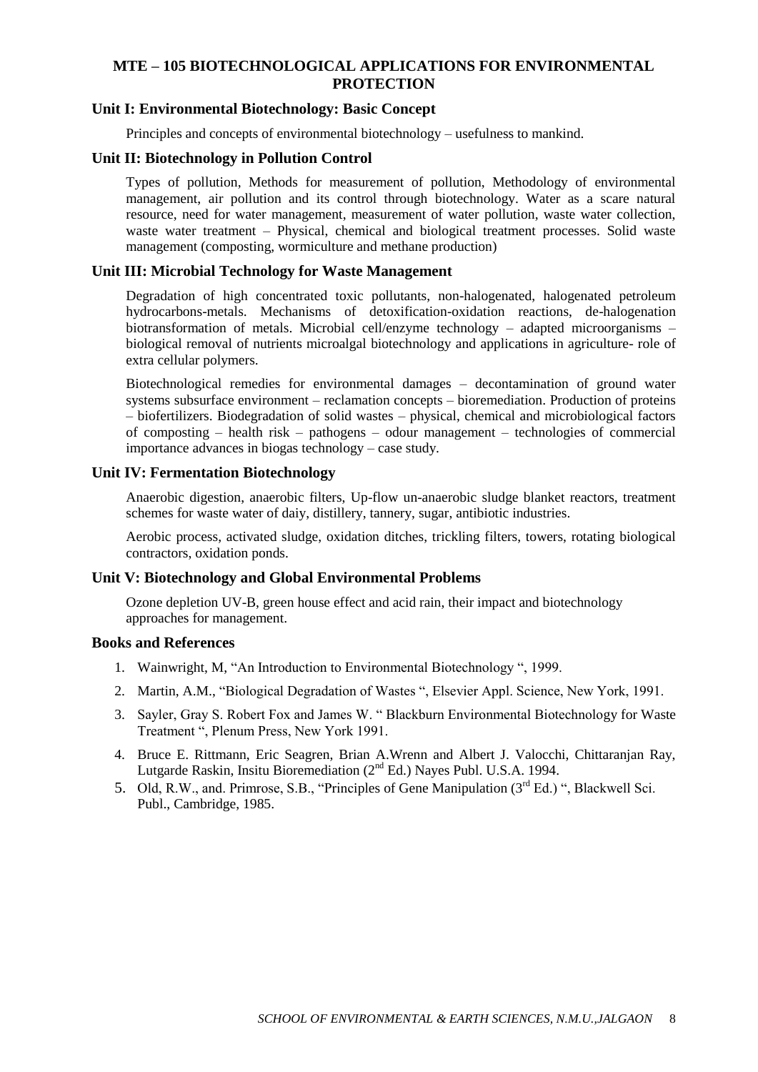## MTE – 105 BIOTECHNOLOGICAL APPLICATIONS FOR ENVIRONMENTAL PROTECTION

### Unit I: Environmental Biotechnology: Basic Concept

Principles and concepts of environmental biotechnology – usefulness to mankind.

### Unit II: Biotechnology in Pollution Control

Types of pollution, Methods for measurement of pollution, Methodology of environmental management, air pollution and its control through biotechnology. Water as a scare natural resource, need for water management, measurement of water pollution, waste water collection, waste water treatment – Physical, chemical and biological treatment processes. Solid waste management (composting, wormiculture and methane production)

### Unit III: Microbial Technology for Waste Management

Degradation of high concentrated toxic pollutants, non-halogenated, halogenated petroleum hydrocarbons-metals. Mechanisms of detoxification-oxidation reactions, de-halogenation biotransformation of metals. Microbial cell/enzyme technology – adapted microorganisms – biological removal of nutrients microalgal biotechnology and applications in agriculture- role of extra cellular polymers.

Biotechnological remedies for environmental damages – decontamination of ground water systems subsurface environment – reclamation concepts – bioremediation. Production of proteins – biofertilizers. Biodegradation of solid wastes – physical, chemical and microbiological factors of composting – health risk – pathogens – odour management – technologies of commercial importance advances in biogas technology – case study.

### Unit IV: Fermentation Biotechnology

Anaerobic digestion, anaerobic filters, Up-flow un-anaerobic sludge blanket reactors, treatment schemes for waste water of daiy, distillery, tannery, sugar, antibiotic industries.

Aerobic process, activated sludge, oxidation ditches, trickling filters, towers, rotating biological contractors, oxidation ponds.

### Unit V: Biotechnology and Global Environmental Problems

Ozone depletion UV-B, green house effect and acid rain, their impact and biotechnology approaches for management.

### Books and References

1. Wainwright, M, "An Introduction to Environmental Biotechnology ", 1999.
2. Martin, A.M., "Biological Degradation of Wastes ", Elsevier Appl. Science, New York, 1991.
3. Sayler, Gray S. Robert Fox and James W. " Blackburn Environmental Biotechnology for Waste Treatment ", Plenum Press, New York 1991.
4. Bruce E. Rittmann, Eric Seagren, Brian A.Wrenn and Albert J. Valocchi, Chittaranjan Ray, Lutgarde Raskin, Insitu Bioremediation (2nd Ed.) Nayes Publ. U.S.A. 1994.
5. Old, R.W., and. Primrose, S.B., "Principles of Gene Manipulation (3rd Ed.) ", Blackwell Sci. Publ., Cambridge, 1985.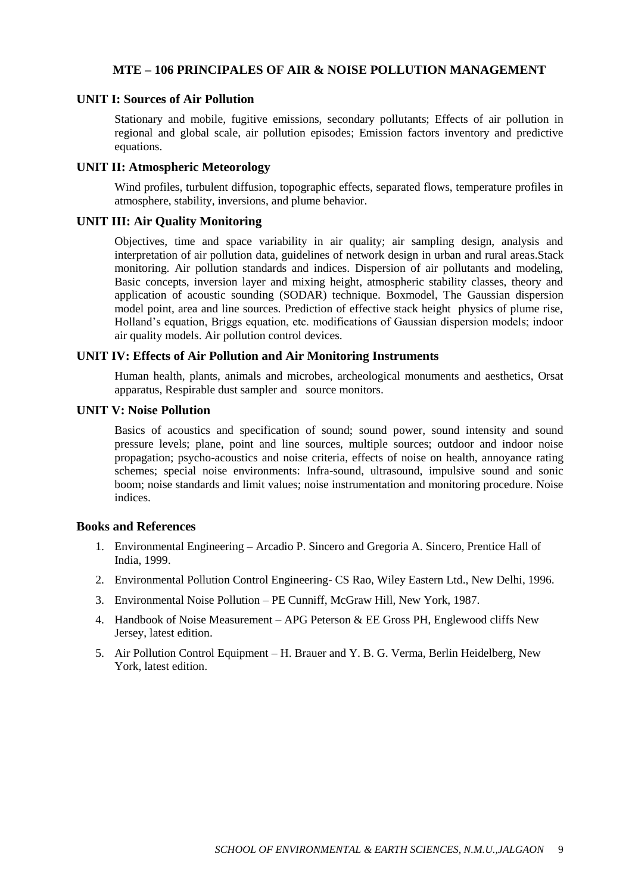## MTE – 106 PRINCIPALES OF AIR & NOISE POLLUTION MANAGEMENT

### UNIT I: Sources of Air Pollution

Stationary and mobile, fugitive emissions, secondary pollutants; Effects of air pollution in regional and global scale, air pollution episodes; Emission factors inventory and predictive equations.

### UNIT II: Atmospheric Meteorology

Wind profiles, turbulent diffusion, topographic effects, separated flows, temperature profiles in atmosphere, stability, inversions, and plume behavior.

### UNIT III: Air Quality Monitoring

Objectives, time and space variability in air quality; air sampling design, analysis and interpretation of air pollution data, guidelines of network design in urban and rural areas.Stack monitoring. Air pollution standards and indices. Dispersion of air pollutants and modeling, Basic concepts, inversion layer and mixing height, atmospheric stability classes, theory and application of acoustic sounding (SODAR) technique. Boxmodel, The Gaussian dispersion model point, area and line sources. Prediction of effective stack height physics of plume rise, Holland's equation, Briggs equation, etc. modifications of Gaussian dispersion models; indoor air quality models. Air pollution control devices.

### UNIT IV: Effects of Air Pollution and Air Monitoring Instruments

Human health, plants, animals and microbes, archeological monuments and aesthetics, Orsat apparatus, Respirable dust sampler and source monitors.

### UNIT V: Noise Pollution

Basics of acoustics and specification of sound; sound power, sound intensity and sound pressure levels; plane, point and line sources, multiple sources; outdoor and indoor noise propagation; psycho-acoustics and noise criteria, effects of noise on health, annoyance rating schemes; special noise environments: Infra-sound, ultrasound, impulsive sound and sonic boom; noise standards and limit values; noise instrumentation and monitoring procedure. Noise indices.

### Books and References

1. Environmental Engineering – Arcadio P. Sincero and Gregoria A. Sincero, Prentice Hall of India, 1999.
2. Environmental Pollution Control Engineering- CS Rao, Wiley Eastern Ltd., New Delhi, 1996.
3. Environmental Noise Pollution – PE Cunniff, McGraw Hill, New York, 1987.
4. Handbook of Noise Measurement – APG Peterson & EE Gross PH, Englewood cliffs New Jersey, latest edition.
5. Air Pollution Control Equipment – H. Brauer and Y. B. G. Verma, Berlin Heidelberg, New York, latest edition.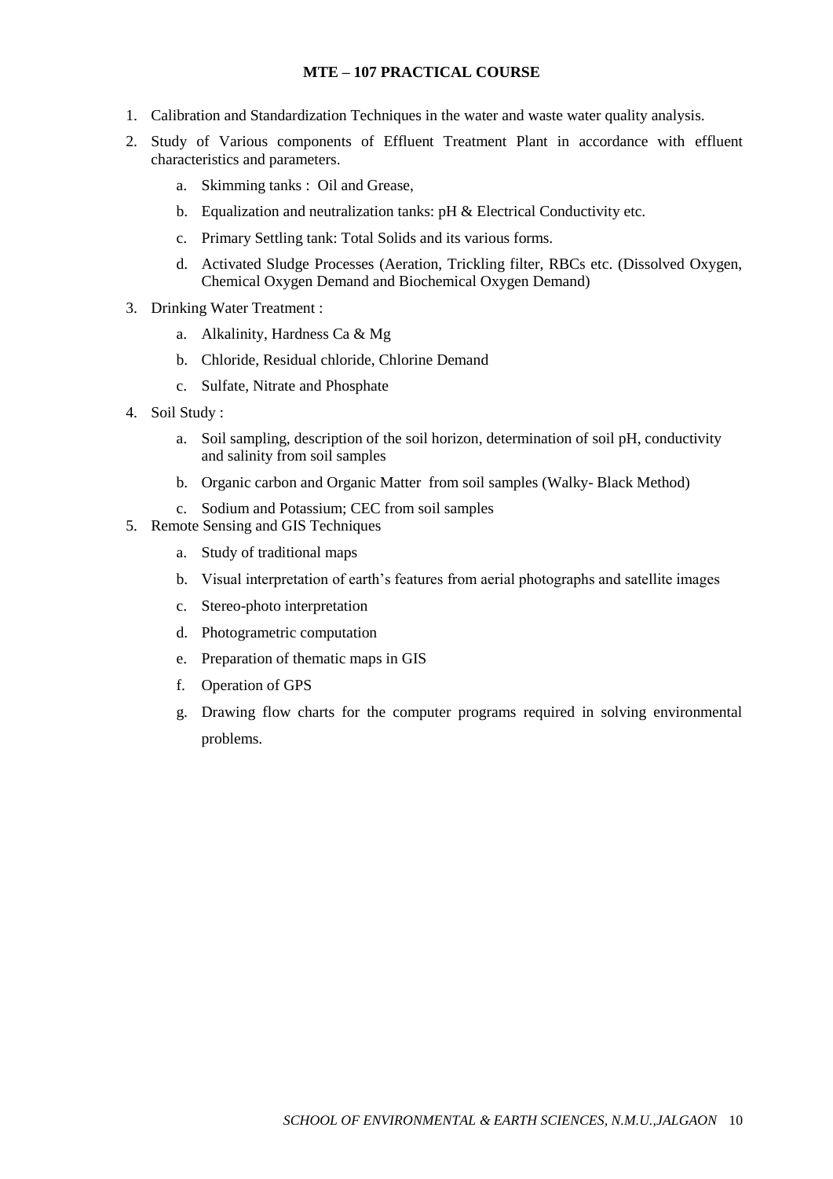**MTE – 107 PRACTICAL COURSE**

1. Calibration and Standardization Techniques in the water and waste water quality analysis.
2. Study of Various components of Effluent Treatment Plant in accordance with effluent characteristics and parameters.
   a. Skimming tanks : Oil and Grease,
   b. Equalization and neutralization tanks: pH & Electrical Conductivity etc.
   c. Primary Settling tank: Total Solids and its various forms.
   d. Activated Sludge Processes (Aeration, Trickling filter, RBCs etc. (Dissolved Oxygen, Chemical Oxygen Demand and Biochemical Oxygen Demand)
3. Drinking Water Treatment :
   a. Alkalinity, Hardness Ca & Mg
   b. Chloride, Residual chloride, Chlorine Demand
   c. Sulfate, Nitrate and Phosphate
4. Soil Study :
   a. Soil sampling, description of the soil horizon, determination of soil pH, conductivity and salinity from soil samples
   b. Organic carbon and Organic Matter from soil samples (Walky- Black Method)
   c. Sodium and Potassium; CEC from soil samples
5. Remote Sensing and GIS Techniques
   a. Study of traditional maps
   b. Visual interpretation of earth's features from aerial photographs and satellite images
   c. Stereo-photo interpretation
   d. Photogrametric computation
   e. Preparation of thematic maps in GIS
   f. Operation of GPS
   g. Drawing flow charts for the computer programs required in solving environmental problems.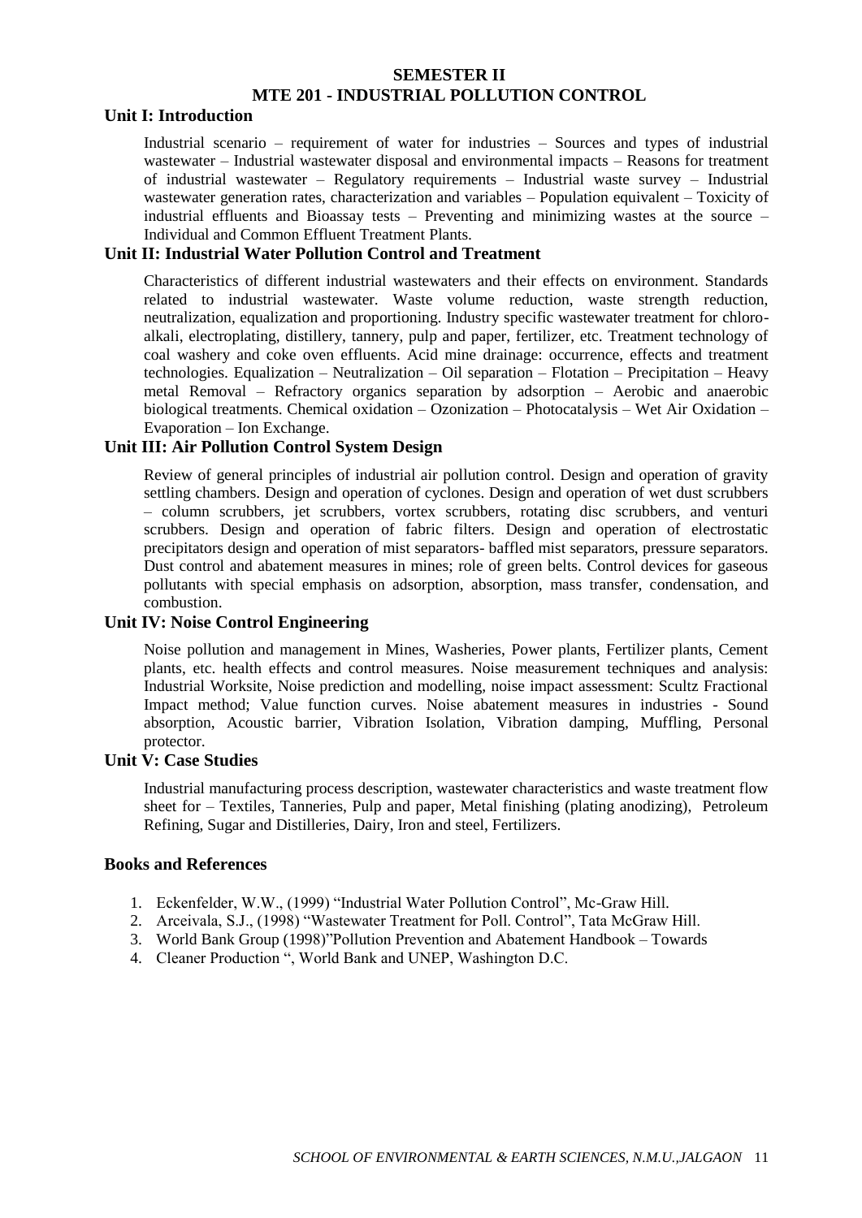## SEMESTER II

## MTE 201 - INDUSTRIAL POLLUTION CONTROL

### Unit I: Introduction

Industrial scenario – requirement of water for industries – Sources and types of industrial wastewater – Industrial wastewater disposal and environmental impacts – Reasons for treatment of industrial wastewater – Regulatory requirements – Industrial waste survey – Industrial wastewater generation rates, characterization and variables – Population equivalent – Toxicity of industrial effluents and Bioassay tests – Preventing and minimizing wastes at the source – Individual and Common Effluent Treatment Plants.

### Unit II: Industrial Water Pollution Control and Treatment

Characteristics of different industrial wastewaters and their effects on environment. Standards related to industrial wastewater. Waste volume reduction, waste strength reduction, neutralization, equalization and proportioning. Industry specific wastewater treatment for chloro-alkali, electroplating, distillery, tannery, pulp and paper, fertilizer, etc. Treatment technology of coal washery and coke oven effluents. Acid mine drainage: occurrence, effects and treatment technologies. Equalization – Neutralization – Oil separation – Flotation – Precipitation – Heavy metal Removal – Refractory organics separation by adsorption – Aerobic and anaerobic biological treatments. Chemical oxidation – Ozonization – Photocatalysis – Wet Air Oxidation – Evaporation – Ion Exchange.

### Unit III: Air Pollution Control System Design

Review of general principles of industrial air pollution control. Design and operation of gravity settling chambers. Design and operation of cyclones. Design and operation of wet dust scrubbers – column scrubbers, jet scrubbers, vortex scrubbers, rotating disc scrubbers, and venturi scrubbers. Design and operation of fabric filters. Design and operation of electrostatic precipitators design and operation of mist separators- baffled mist separators, pressure separators. Dust control and abatement measures in mines; role of green belts. Control devices for gaseous pollutants with special emphasis on adsorption, absorption, mass transfer, condensation, and combustion.

### Unit IV: Noise Control Engineering

Noise pollution and management in Mines, Washeries, Power plants, Fertilizer plants, Cement plants, etc. health effects and control measures. Noise measurement techniques and analysis: Industrial Worksite, Noise prediction and modelling, noise impact assessment: Scultz Fractional Impact method; Value function curves. Noise abatement measures in industries - Sound absorption, Acoustic barrier, Vibration Isolation, Vibration damping, Muffling, Personal protector.

### Unit V: Case Studies

Industrial manufacturing process description, wastewater characteristics and waste treatment flow sheet for – Textiles, Tanneries, Pulp and paper, Metal finishing (plating anodizing), Petroleum Refining, Sugar and Distilleries, Dairy, Iron and steel, Fertilizers.

### Books and References

1. Eckenfelder, W.W., (1999) "Industrial Water Pollution Control", Mc-Graw Hill.
2. Arceivala, S.J., (1998) "Wastewater Treatment for Poll. Control", Tata McGraw Hill.
3. World Bank Group (1998)"Pollution Prevention and Abatement Handbook – Towards
4. Cleaner Production ", World Bank and UNEP, Washington D.C.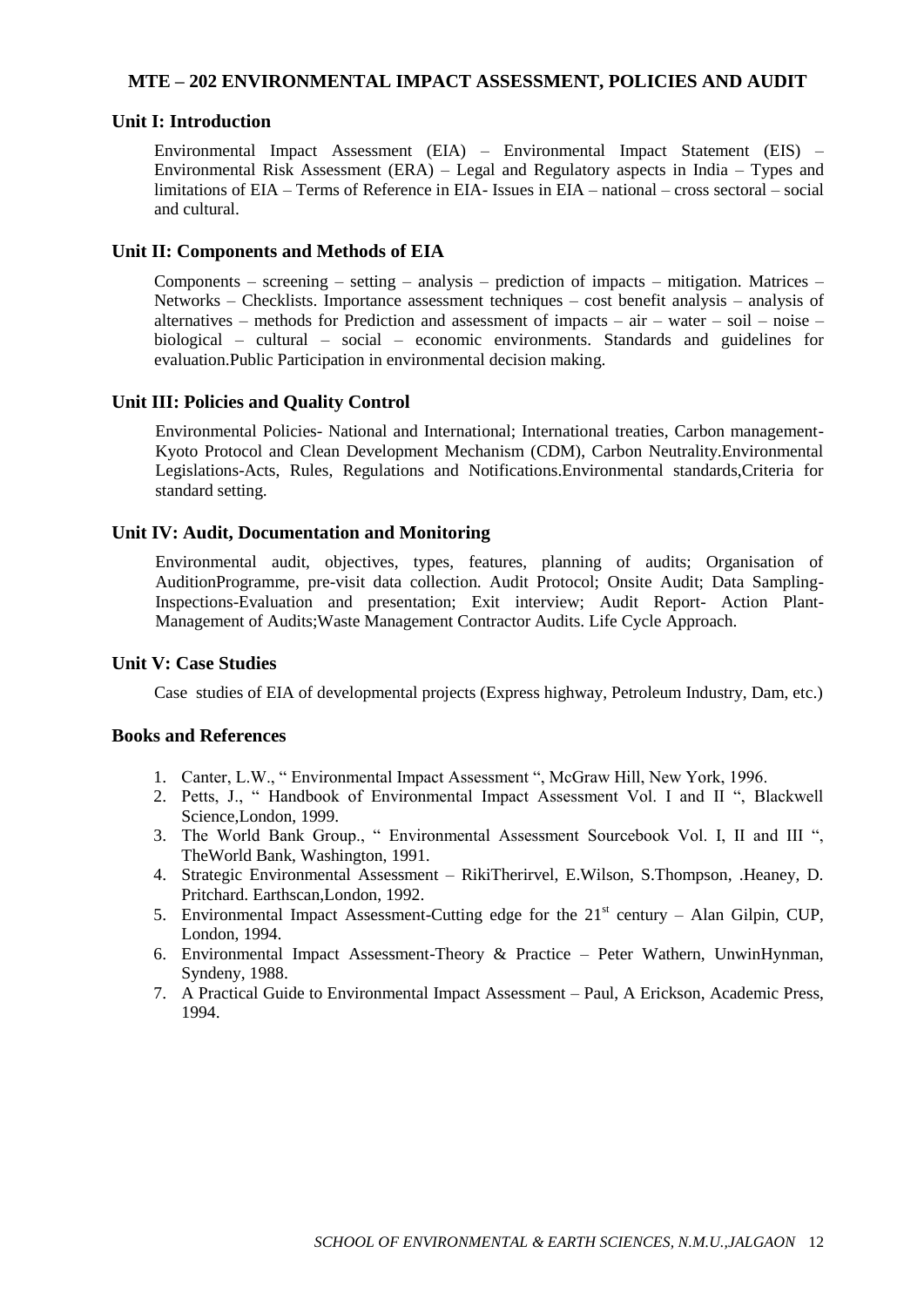## MTE – 202 ENVIRONMENTAL IMPACT ASSESSMENT, POLICIES AND AUDIT

### Unit I: Introduction

Environmental Impact Assessment (EIA) – Environmental Impact Statement (EIS) – Environmental Risk Assessment (ERA) – Legal and Regulatory aspects in India – Types and limitations of EIA – Terms of Reference in EIA- Issues in EIA – national – cross sectoral – social and cultural.

### Unit II: Components and Methods of EIA

Components – screening – setting – analysis – prediction of impacts – mitigation. Matrices – Networks – Checklists. Importance assessment techniques – cost benefit analysis – analysis of alternatives – methods for Prediction and assessment of impacts – air – water – soil – noise – biological – cultural – social – economic environments. Standards and guidelines for evaluation.Public Participation in environmental decision making.

### Unit III: Policies and Quality Control

Environmental Policies- National and International; International treaties, Carbon management- Kyoto Protocol and Clean Development Mechanism (CDM), Carbon Neutrality.Environmental Legislations-Acts, Rules, Regulations and Notifications.Environmental standards,Criteria for standard setting.

### Unit IV: Audit, Documentation and Monitoring

Environmental audit, objectives, types, features, planning of audits; Organisation of AuditionProgramme, pre-visit data collection. Audit Protocol; Onsite Audit; Data Sampling- Inspections-Evaluation and presentation; Exit interview; Audit Report- Action Plant- Management of Audits;Waste Management Contractor Audits. Life Cycle Approach.

### Unit V: Case Studies

Case studies of EIA of developmental projects (Express highway, Petroleum Industry, Dam, etc.)

### Books and References

1. Canter, L.W., " Environmental Impact Assessment ", McGraw Hill, New York, 1996.
2. Petts, J., " Handbook of Environmental Impact Assessment Vol. I and II ", Blackwell Science,London, 1999.
3. The World Bank Group., " Environmental Assessment Sourcebook Vol. I, II and III ", TheWorld Bank, Washington, 1991.
4. Strategic Environmental Assessment – RikiTherirvel, E.Wilson, S.Thompson, .Heaney, D. Pritchard. Earthscan,London, 1992.
5. Environmental Impact Assessment-Cutting edge for the 21st century – Alan Gilpin, CUP, London, 1994.
6. Environmental Impact Assessment-Theory & Practice – Peter Wathern, UnwinHynman, Syndeny, 1988.
7. A Practical Guide to Environmental Impact Assessment – Paul, A Erickson, Academic Press, 1994.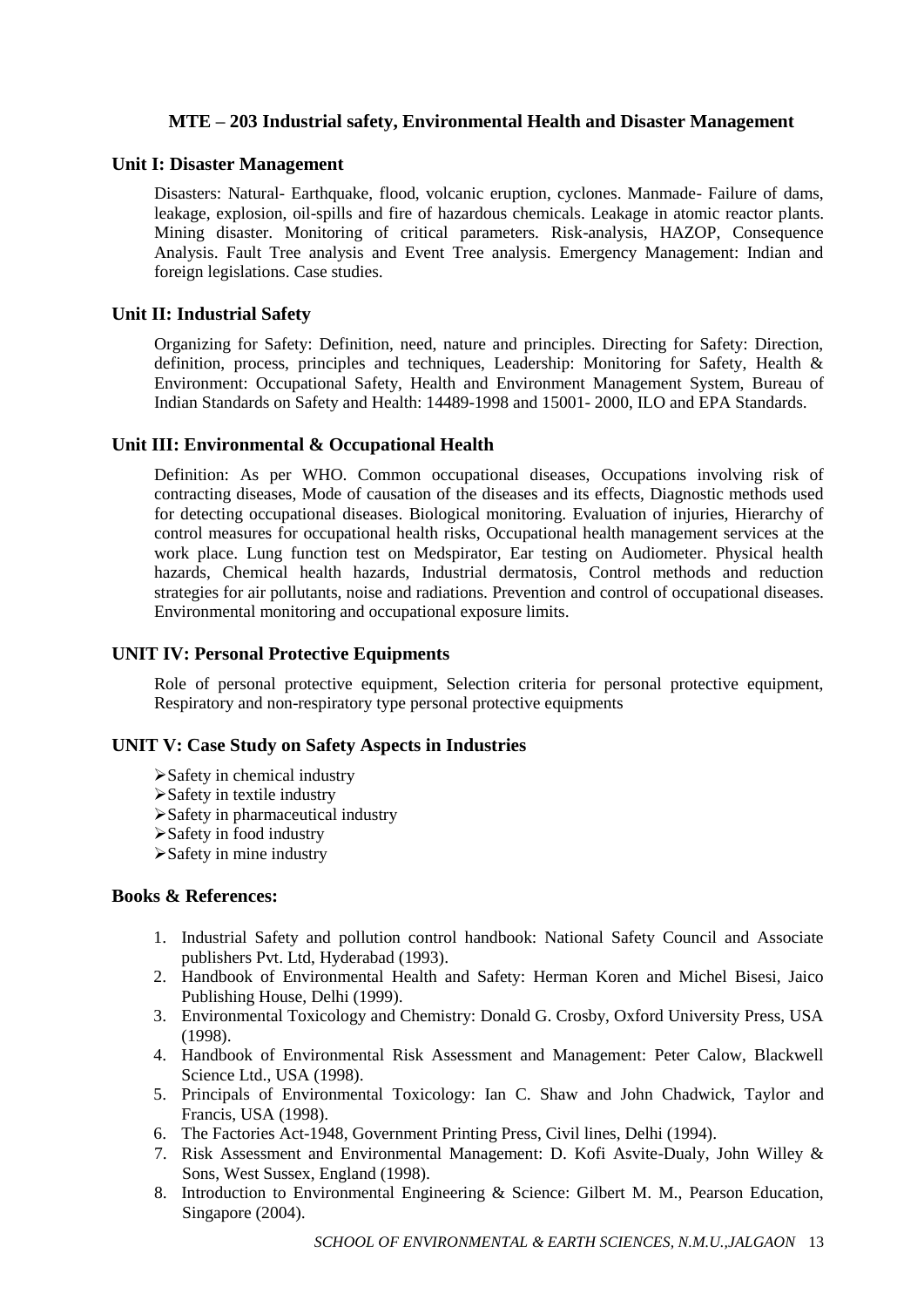## MTE – 203 Industrial safety, Environmental Health and Disaster Management

### Unit I: Disaster Management

Disasters: Natural- Earthquake, flood, volcanic eruption, cyclones. Manmade- Failure of dams, leakage, explosion, oil-spills and fire of hazardous chemicals. Leakage in atomic reactor plants. Mining disaster. Monitoring of critical parameters. Risk-analysis, HAZOP, Consequence Analysis. Fault Tree analysis and Event Tree analysis. Emergency Management: Indian and foreign legislations. Case studies.

### Unit II: Industrial Safety

Organizing for Safety: Definition, need, nature and principles. Directing for Safety: Direction, definition, process, principles and techniques, Leadership: Monitoring for Safety, Health & Environment: Occupational Safety, Health and Environment Management System, Bureau of Indian Standards on Safety and Health: 14489-1998 and 15001- 2000, ILO and EPA Standards.

### Unit III: Environmental & Occupational Health

Definition: As per WHO. Common occupational diseases, Occupations involving risk of contracting diseases, Mode of causation of the diseases and its effects, Diagnostic methods used for detecting occupational diseases. Biological monitoring. Evaluation of injuries, Hierarchy of control measures for occupational health risks, Occupational health management services at the work place. Lung function test on Medspirator, Ear testing on Audiometer. Physical health hazards, Chemical health hazards, Industrial dermatosis, Control methods and reduction strategies for air pollutants, noise and radiations. Prevention and control of occupational diseases. Environmental monitoring and occupational exposure limits.

### UNIT IV: Personal Protective Equipments

Role of personal protective equipment, Selection criteria for personal protective equipment, Respiratory and non-respiratory type personal protective equipments

### UNIT V: Case Study on Safety Aspects in Industries

- Safety in chemical industry
- Safety in textile industry
- Safety in pharmaceutical industry
- Safety in food industry
- Safety in mine industry

### Books & References:

1. Industrial Safety and pollution control handbook: National Safety Council and Associate publishers Pvt. Ltd, Hyderabad (1993).
2. Handbook of Environmental Health and Safety: Herman Koren and Michel Bisesi, Jaico Publishing House, Delhi (1999).
3. Environmental Toxicology and Chemistry: Donald G. Crosby, Oxford University Press, USA (1998).
4. Handbook of Environmental Risk Assessment and Management: Peter Calow, Blackwell Science Ltd., USA (1998).
5. Principals of Environmental Toxicology: Ian C. Shaw and John Chadwick, Taylor and Francis, USA (1998).
6. The Factories Act-1948, Government Printing Press, Civil lines, Delhi (1994).
7. Risk Assessment and Environmental Management: D. Kofi Asvite-Dualy, John Willey & Sons, West Sussex, England (1998).
8. Introduction to Environmental Engineering & Science: Gilbert M. M., Pearson Education, Singapore (2004).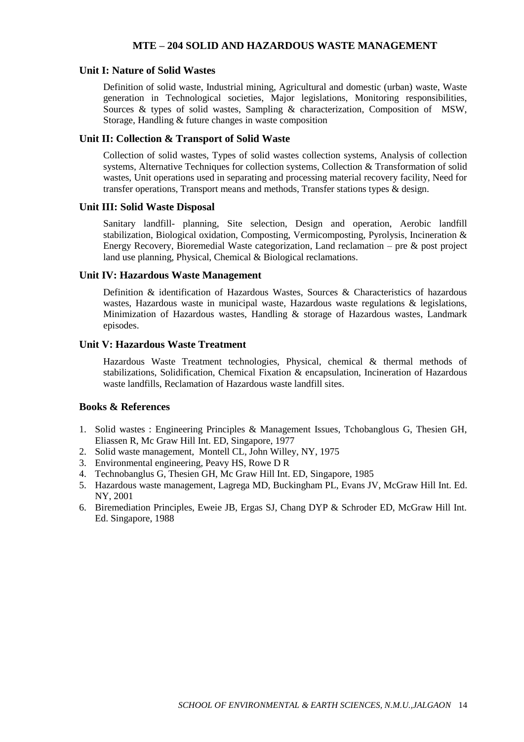## MTE – 204 SOLID AND HAZARDOUS WASTE MANAGEMENT

### Unit I: Nature of Solid Wastes

Definition of solid waste, Industrial mining, Agricultural and domestic (urban) waste, Waste generation in Technological societies, Major legislations, Monitoring responsibilities, Sources & types of solid wastes, Sampling & characterization, Composition of MSW, Storage, Handling & future changes in waste composition

### Unit II: Collection & Transport of Solid Waste

Collection of solid wastes, Types of solid wastes collection systems, Analysis of collection systems, Alternative Techniques for collection systems, Collection & Transformation of solid wastes, Unit operations used in separating and processing material recovery facility, Need for transfer operations, Transport means and methods, Transfer stations types & design.

### Unit III: Solid Waste Disposal

Sanitary landfill- planning, Site selection, Design and operation, Aerobic landfill stabilization, Biological oxidation, Composting, Vermicomposting, Pyrolysis, Incineration & Energy Recovery, Bioremedial Waste categorization, Land reclamation – pre & post project land use planning, Physical, Chemical & Biological reclamations.

### Unit IV: Hazardous Waste Management

Definition & identification of Hazardous Wastes, Sources & Characteristics of hazardous wastes, Hazardous waste in municipal waste, Hazardous waste regulations & legislations, Minimization of Hazardous wastes, Handling & storage of Hazardous wastes, Landmark episodes.

### Unit V: Hazardous Waste Treatment

Hazardous Waste Treatment technologies, Physical, chemical & thermal methods of stabilizations, Solidification, Chemical Fixation & encapsulation, Incineration of Hazardous waste landfills, Reclamation of Hazardous waste landfill sites.

### Books & References

1. Solid wastes : Engineering Principles & Management Issues, Tchobanglous G, Thesien GH, Eliassen R, Mc Graw Hill Int. ED, Singapore, 1977
2. Solid waste management, Montell CL, John Willey, NY, 1975
3. Environmental engineering, Peavy HS, Rowe D R
4. Technobanglus G, Thesien GH, Mc Graw Hill Int. ED, Singapore, 1985
5. Hazardous waste management, Lagrega MD, Buckingham PL, Evans JV, McGraw Hill Int. Ed. NY, 2001
6. Biremediation Principles, Eweie JB, Ergas SJ, Chang DYP & Schroder ED, McGraw Hill Int. Ed. Singapore, 1988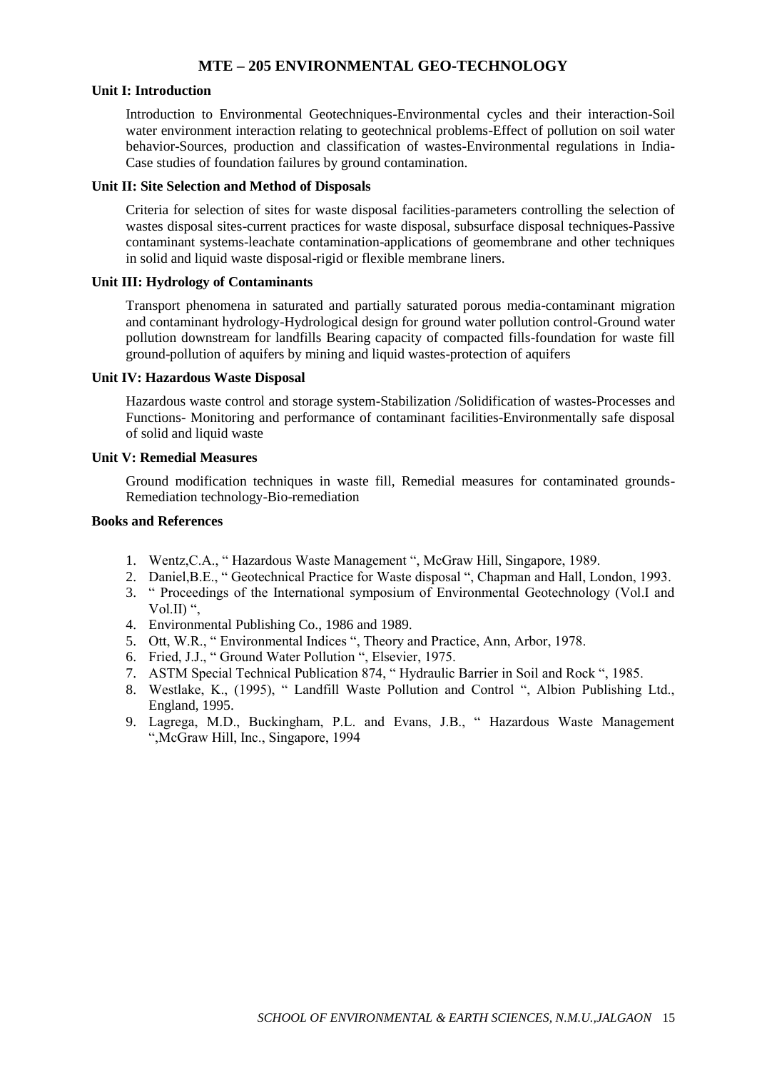# MTE – 205 ENVIRONMENTAL GEO-TECHNOLOGY

**Unit I: Introduction**

Introduction to Environmental Geotechniques-Environmental cycles and their interaction-Soil water environment interaction relating to geotechnical problems-Effect of pollution on soil water behavior-Sources, production and classification of wastes-Environmental regulations in India-Case studies of foundation failures by ground contamination.

**Unit II: Site Selection and Method of Disposals**

Criteria for selection of sites for waste disposal facilities-parameters controlling the selection of wastes disposal sites-current practices for waste disposal, subsurface disposal techniques-Passive contaminant systems-leachate contamination-applications of geomembrane and other techniques in solid and liquid waste disposal-rigid or flexible membrane liners.

**Unit III: Hydrology of Contaminants**

Transport phenomena in saturated and partially saturated porous media-contaminant migration and contaminant hydrology-Hydrological design for ground water pollution control-Ground water pollution downstream for landfills Bearing capacity of compacted fills-foundation for waste fill ground-pollution of aquifers by mining and liquid wastes-protection of aquifers

**Unit IV: Hazardous Waste Disposal**

Hazardous waste control and storage system-Stabilization /Solidification of wastes-Processes and Functions- Monitoring and performance of contaminant facilities-Environmentally safe disposal of solid and liquid waste

**Unit V: Remedial Measures**

Ground modification techniques in waste fill, Remedial measures for contaminated grounds-Remediation technology-Bio-remediation

**Books and References**

1. Wentz,C.A., " Hazardous Waste Management ", McGraw Hill, Singapore, 1989.
2. Daniel,B.E., " Geotechnical Practice for Waste disposal ", Chapman and Hall, London, 1993.
3. " Proceedings of the International symposium of Environmental Geotechnology (Vol.I and Vol.II) ",
4. Environmental Publishing Co., 1986 and 1989.
5. Ott, W.R., " Environmental Indices ", Theory and Practice, Ann, Arbor, 1978.
6. Fried, J.J., " Ground Water Pollution ", Elsevier, 1975.
7. ASTM Special Technical Publication 874, " Hydraulic Barrier in Soil and Rock ", 1985.
8. Westlake, K., (1995), " Landfill Waste Pollution and Control ", Albion Publishing Ltd., England, 1995.
9. Lagrega, M.D., Buckingham, P.L. and Evans, J.B., " Hazardous Waste Management ",McGraw Hill, Inc., Singapore, 1994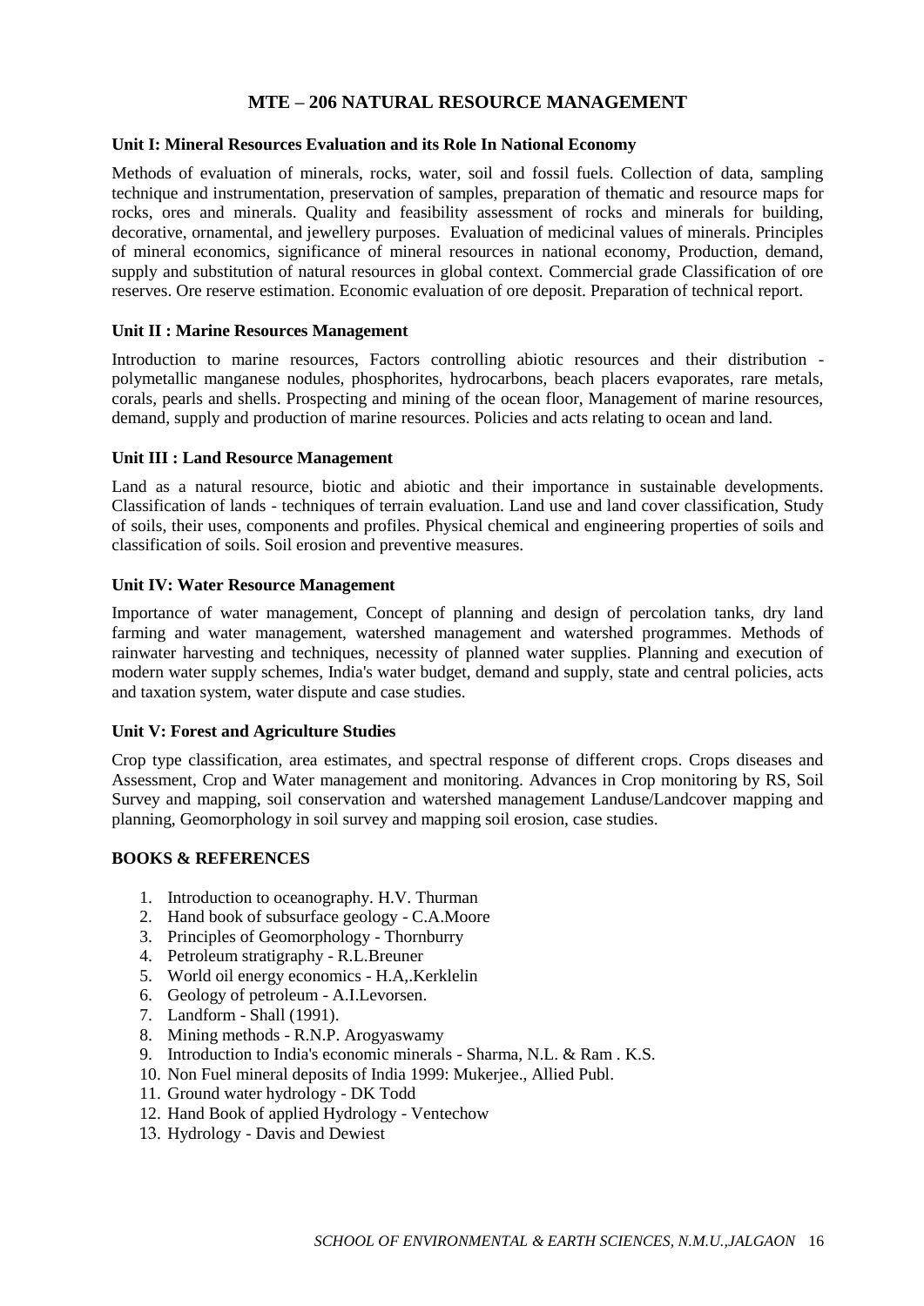# MTE – 206 NATURAL RESOURCE MANAGEMENT

### Unit I: Mineral Resources Evaluation and its Role In National Economy

Methods of evaluation of minerals, rocks, water, soil and fossil fuels. Collection of data, sampling technique and instrumentation, preservation of samples, preparation of thematic and resource maps for rocks, ores and minerals. Quality and feasibility assessment of rocks and minerals for building, decorative, ornamental, and jewellery purposes. Evaluation of medicinal values of minerals. Principles of mineral economics, significance of mineral resources in national economy, Production, demand, supply and substitution of natural resources in global context. Commercial grade Classification of ore reserves. Ore reserve estimation. Economic evaluation of ore deposit. Preparation of technical report.

### Unit II : Marine Resources Management

Introduction to marine resources, Factors controlling abiotic resources and their distribution - polymetallic manganese nodules, phosphorites, hydrocarbons, beach placers evaporates, rare metals, corals, pearls and shells. Prospecting and mining of the ocean floor, Management of marine resources, demand, supply and production of marine resources. Policies and acts relating to ocean and land.

### Unit III : Land Resource Management

Land as a natural resource, biotic and abiotic and their importance in sustainable developments. Classification of lands - techniques of terrain evaluation. Land use and land cover classification, Study of soils, their uses, components and profiles. Physical chemical and engineering properties of soils and classification of soils. Soil erosion and preventive measures.

### Unit IV: Water Resource Management

Importance of water management, Concept of planning and design of percolation tanks, dry land farming and water management, watershed management and watershed programmes. Methods of rainwater harvesting and techniques, necessity of planned water supplies. Planning and execution of modern water supply schemes, India's water budget, demand and supply, state and central policies, acts and taxation system, water dispute and case studies.

### Unit V: Forest and Agriculture Studies

Crop type classification, area estimates, and spectral response of different crops. Crops diseases and Assessment, Crop and Water management and monitoring. Advances in Crop monitoring by RS, Soil Survey and mapping, soil conservation and watershed management Landuse/Landcover mapping and planning, Geomorphology in soil survey and mapping soil erosion, case studies.

### BOOKS & REFERENCES

1. Introduction to oceanography. H.V. Thurman
2. Hand book of subsurface geology - C.A.Moore
3. Principles of Geomorphology - Thornburry
4. Petroleum stratigraphy - R.L.Breuner
5. World oil energy economics - H.A,.Kerklelin
6. Geology of petroleum - A.I.Levorsen.
7. Landform - Shall (1991).
8. Mining methods - R.N.P. Arogyaswamy
9. Introduction to India's economic minerals - Sharma, N.L. & Ram . K.S.
10. Non Fuel mineral deposits of India 1999: Mukerjee., Allied Publ.
11. Ground water hydrology - DK Todd
12. Hand Book of applied Hydrology - Ventechow
13. Hydrology - Davis and Dewiest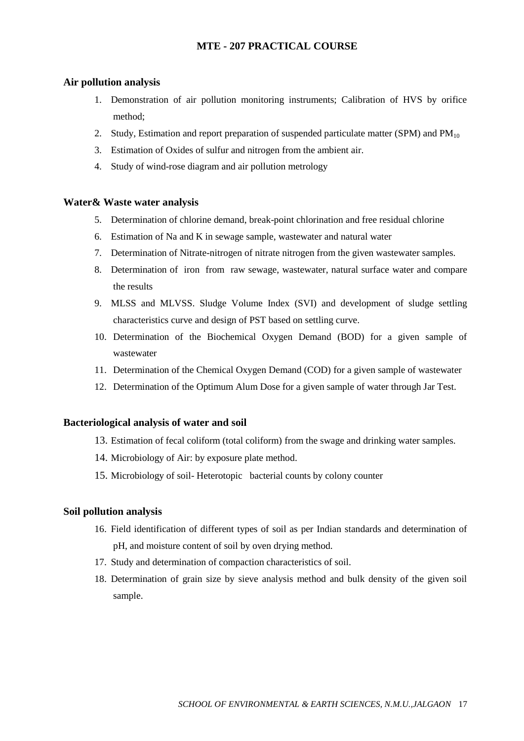# MTE - 207 PRACTICAL COURSE

## Air pollution analysis

1. Demonstration of air pollution monitoring instruments; Calibration of HVS by orifice method;
2. Study, Estimation and report preparation of suspended particulate matter (SPM) and $PM_{10}$
3. Estimation of Oxides of sulfur and nitrogen from the ambient air.
4. Study of wind-rose diagram and air pollution metrology

## Water& Waste water analysis

5. Determination of chlorine demand, break-point chlorination and free residual chlorine
6. Estimation of Na and K in sewage sample, wastewater and natural water
7. Determination of Nitrate-nitrogen of nitrate nitrogen from the given wastewater samples.
8. Determination of iron from raw sewage, wastewater, natural surface water and compare the results
9. MLSS and MLVSS. Sludge Volume Index (SVI) and development of sludge settling characteristics curve and design of PST based on settling curve.
10. Determination of the Biochemical Oxygen Demand (BOD) for a given sample of wastewater
11. Determination of the Chemical Oxygen Demand (COD) for a given sample of wastewater
12. Determination of the Optimum Alum Dose for a given sample of water through Jar Test.

## Bacteriological analysis of water and soil

13. Estimation of fecal coliform (total coliform) from the swage and drinking water samples.
14. Microbiology of Air: by exposure plate method.
15. Microbiology of soil- Heterotopic bacterial counts by colony counter

## Soil pollution analysis

16. Field identification of different types of soil as per Indian standards and determination of pH, and moisture content of soil by oven drying method.
17. Study and determination of compaction characteristics of soil.
18. Determination of grain size by sieve analysis method and bulk density of the given soil sample.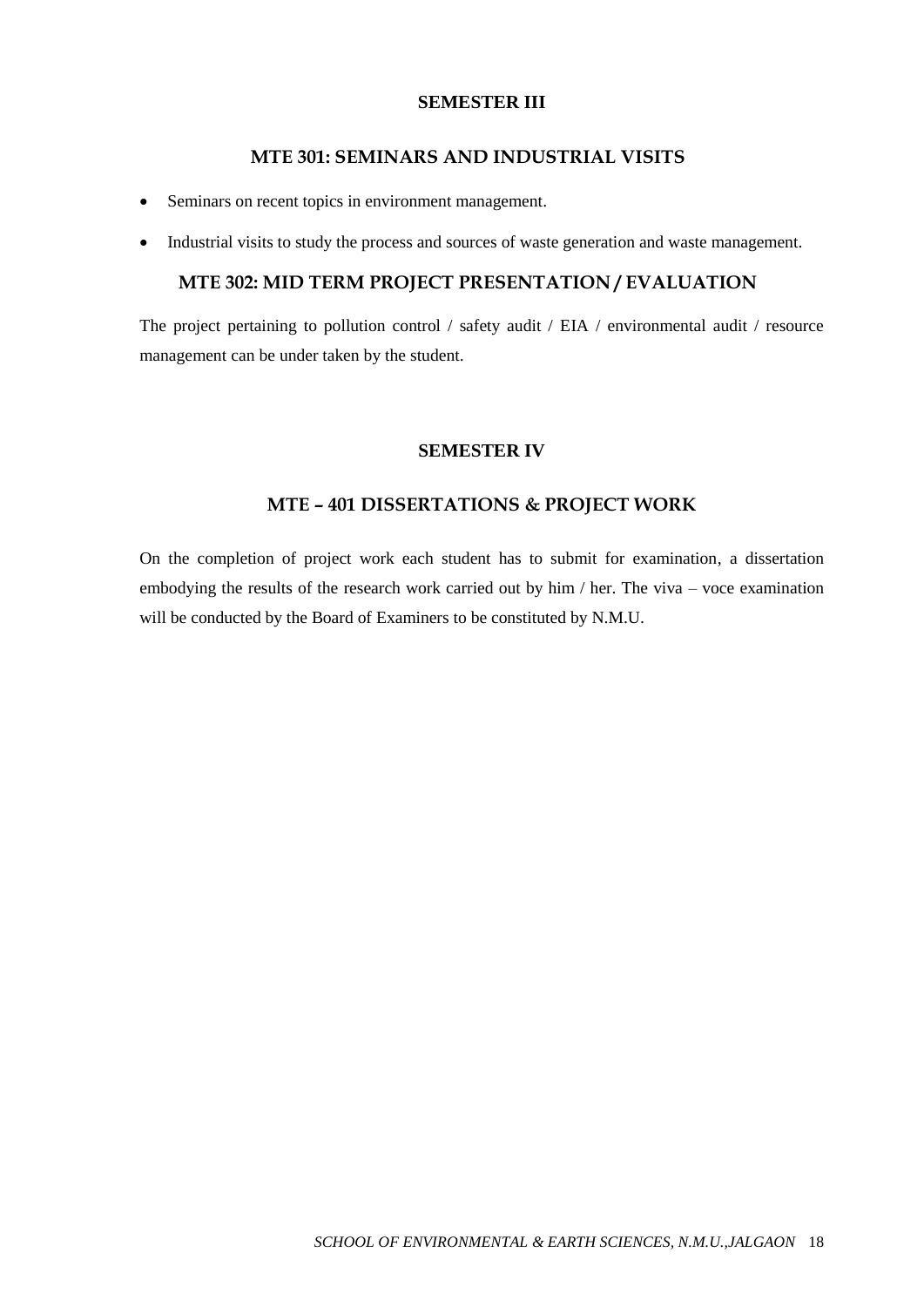## SEMESTER III

### MTE 301: SEMINARS AND INDUSTRIAL VISITS

- Seminars on recent topics in environment management.
- Industrial visits to study the process and sources of waste generation and waste management.

### MTE 302: MID TERM PROJECT PRESENTATION / EVALUATION

The project pertaining to pollution control / safety audit / EIA / environmental audit / resource management can be under taken by the student.

## SEMESTER IV

### MTE – 401 DISSERTATIONS & PROJECT WORK

On the completion of project work each student has to submit for examination, a dissertation embodying the results of the research work carried out by him / her. The viva – voce examination will be conducted by the Board of Examiners to be constituted by N.M.U.